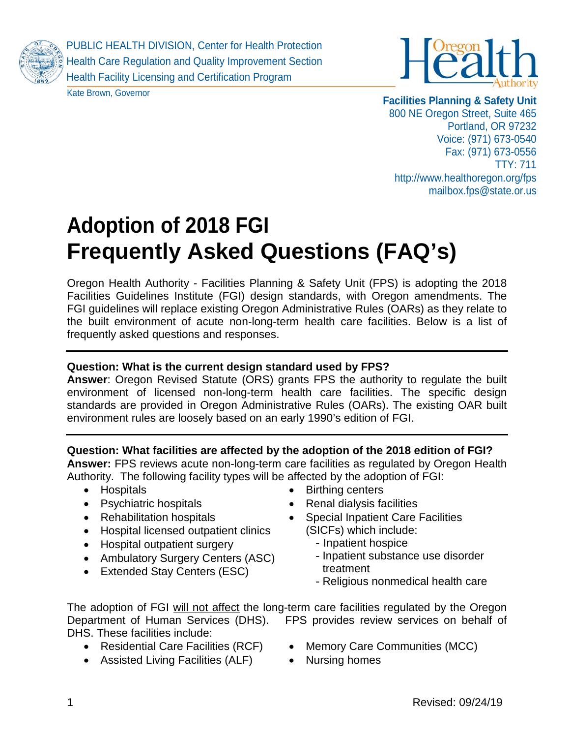PUBLIC HEALTH DIVISION, Center for Health Protection
Health Care Regulation and Quality Improvement Section
Health Facility Licensing and Certification Program

Kate Brown, Governor

**Facilities Planning & Safety Unit**
800 NE Oregon Street, Suite 465
Portland, OR 97232
Voice: (971) 673-0540
Fax: (971) 673-0556
TTY: 711
http://www.healthoregon.org/fps
mailbox.fps@state.or.us

# Adoption of 2018 FGI Frequently Asked Questions (FAQ's)

Oregon Health Authority - Facilities Planning & Safety Unit (FPS) is adopting the 2018 Facilities Guidelines Institute (FGI) design standards, with Oregon amendments. The FGI guidelines will replace existing Oregon Administrative Rules (OARs) as they relate to the built environment of acute non-long-term health care facilities. Below is a list of frequently asked questions and responses.

---

**Question: What is the current design standard used by FPS?**
**Answer**: Oregon Revised Statute (ORS) grants FPS the authority to regulate the built environment of licensed non-long-term health care facilities. The specific design standards are provided in Oregon Administrative Rules (OARs). The existing OAR built environment rules are loosely based on an early 1990's edition of FGI.

---

**Question: What facilities are affected by the adoption of the 2018 edition of FGI?**
**Answer:** FPS reviews acute non-long-term care facilities as regulated by Oregon Health Authority. The following facility types will be affected by the adoption of FGI:

- Hospitals
- Psychiatric hospitals
- Rehabilitation hospitals
- Hospital licensed outpatient clinics
- Hospital outpatient surgery
- Ambulatory Surgery Centers (ASC)
- Extended Stay Centers (ESC)
- Birthing centers
- Renal dialysis facilities
- Special Inpatient Care Facilities (SICFs) which include:
  - Inpatient hospice
  - Inpatient substance use disorder treatment
  - Religious nonmedical health care

The adoption of FGI will not affect the long-term care facilities regulated by the Oregon Department of Human Services (DHS). FPS provides review services on behalf of DHS. These facilities include:

- Residential Care Facilities (RCF)
- Assisted Living Facilities (ALF)
- Memory Care Communities (MCC)
- Nursing homes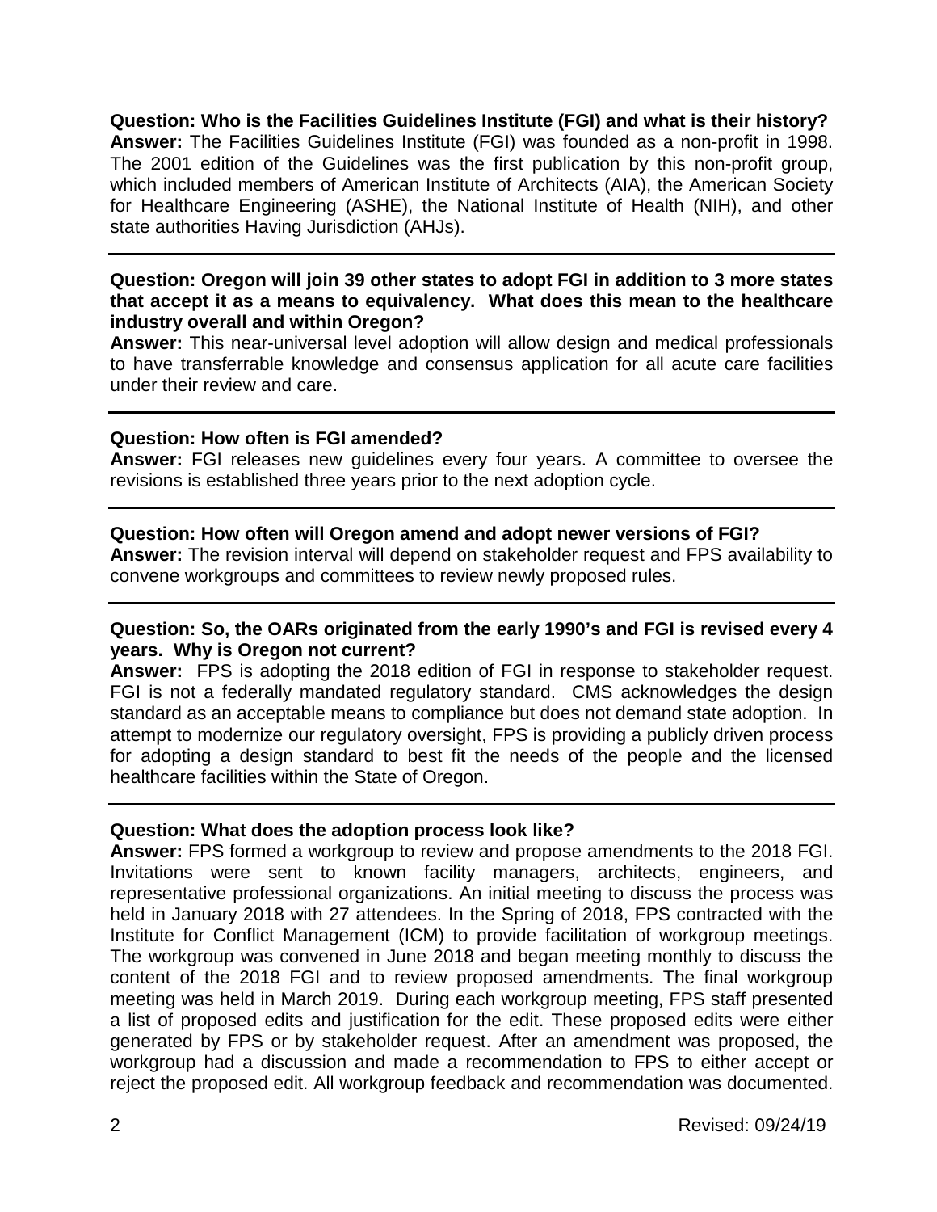**Question: Who is the Facilities Guidelines Institute (FGI) and what is their history?**
**Answer:** The Facilities Guidelines Institute (FGI) was founded as a non-profit in 1998. The 2001 edition of the Guidelines was the first publication by this non-profit group, which included members of American Institute of Architects (AIA), the American Society for Healthcare Engineering (ASHE), the National Institute of Health (NIH), and other state authorities Having Jurisdiction (AHJs).

---

**Question: Oregon will join 39 other states to adopt FGI in addition to 3 more states that accept it as a means to equivalency. What does this mean to the healthcare industry overall and within Oregon?**
**Answer:** This near-universal level adoption will allow design and medical professionals to have transferrable knowledge and consensus application for all acute care facilities under their review and care.

---

**Question: How often is FGI amended?**
**Answer:** FGI releases new guidelines every four years. A committee to oversee the revisions is established three years prior to the next adoption cycle.

---

**Question: How often will Oregon amend and adopt newer versions of FGI?**
**Answer:** The revision interval will depend on stakeholder request and FPS availability to convene workgroups and committees to review newly proposed rules.

---

**Question: So, the OARs originated from the early 1990's and FGI is revised every 4 years. Why is Oregon not current?**
**Answer:** FPS is adopting the 2018 edition of FGI in response to stakeholder request. FGI is not a federally mandated regulatory standard. CMS acknowledges the design standard as an acceptable means to compliance but does not demand state adoption. In attempt to modernize our regulatory oversight, FPS is providing a publicly driven process for adopting a design standard to best fit the needs of the people and the licensed healthcare facilities within the State of Oregon.

---

**Question: What does the adoption process look like?**
**Answer:** FPS formed a workgroup to review and propose amendments to the 2018 FGI. Invitations were sent to known facility managers, architects, engineers, and representative professional organizations. An initial meeting to discuss the process was held in January 2018 with 27 attendees. In the Spring of 2018, FPS contracted with the Institute for Conflict Management (ICM) to provide facilitation of workgroup meetings. The workgroup was convened in June 2018 and began meeting monthly to discuss the content of the 2018 FGI and to review proposed amendments. The final workgroup meeting was held in March 2019. During each workgroup meeting, FPS staff presented a list of proposed edits and justification for the edit. These proposed edits were either generated by FPS or by stakeholder request. After an amendment was proposed, the workgroup had a discussion and made a recommendation to FPS to either accept or reject the proposed edit. All workgroup feedback and recommendation was documented.

Revised: 09/24/19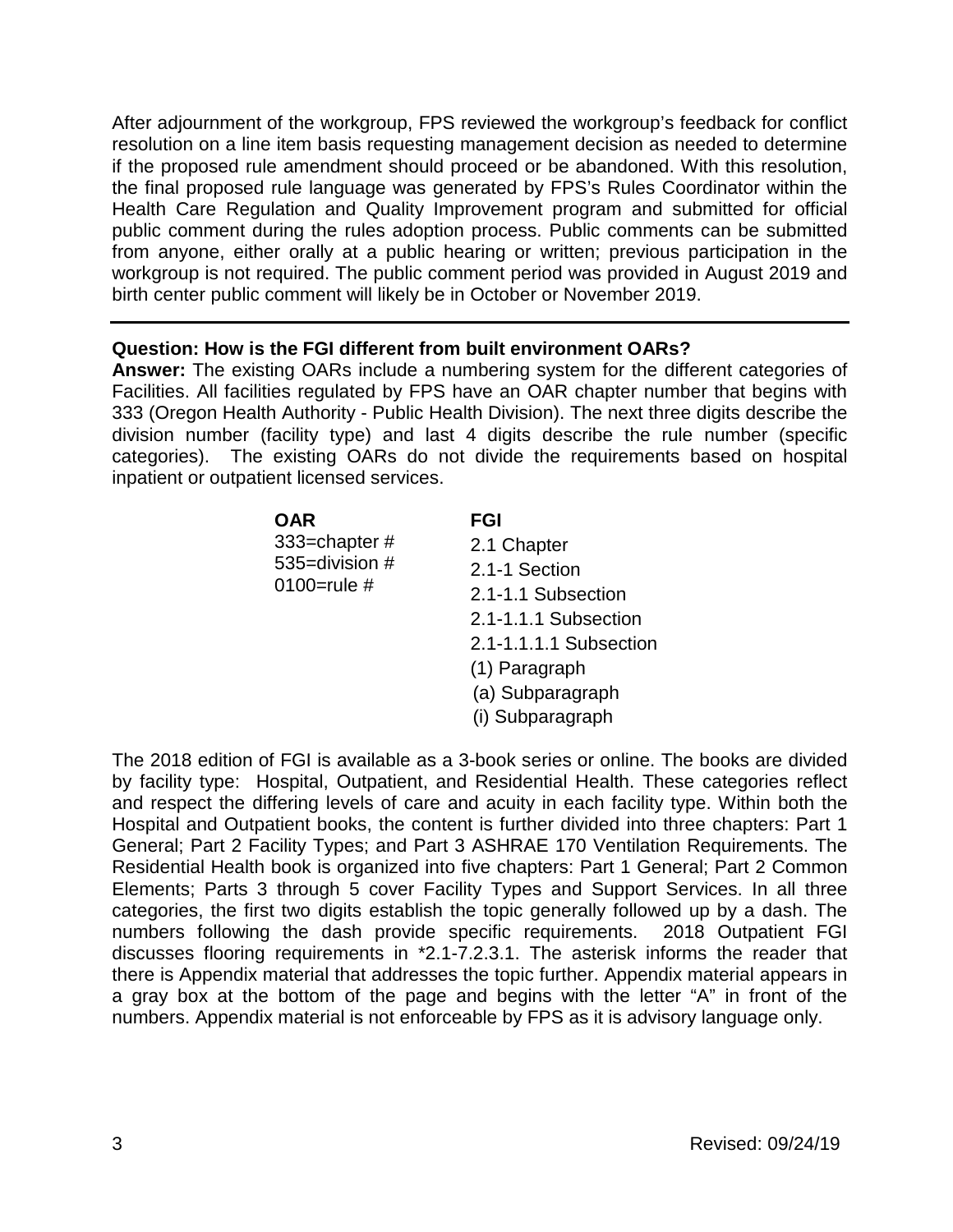After adjournment of the workgroup, FPS reviewed the workgroup's feedback for conflict resolution on a line item basis requesting management decision as needed to determine if the proposed rule amendment should proceed or be abandoned. With this resolution, the final proposed rule language was generated by FPS's Rules Coordinator within the Health Care Regulation and Quality Improvement program and submitted for official public comment during the rules adoption process. Public comments can be submitted from anyone, either orally at a public hearing or written; previous participation in the workgroup is not required. The public comment period was provided in August 2019 and birth center public comment will likely be in October or November 2019.

---

**Question: How is the FGI different from built environment OARs?**

**Answer:** The existing OARs include a numbering system for the different categories of Facilities. All facilities regulated by FPS have an OAR chapter number that begins with 333 (Oregon Health Authority - Public Health Division). The next three digits describe the division number (facility type) and last 4 digits describe the rule number (specific categories). The existing OARs do not divide the requirements based on hospital inpatient or outpatient licensed services.

| **OAR** | **FGI** |
| --- | --- |
| 333=chapter # | 2.1 Chapter |
| 535=division # | 2.1-1 Section |
| 0100=rule # | 2.1-1.1 Subsection |
| | 2.1-1.1.1 Subsection |
| | 2.1-1.1.1.1 Subsection |
| | (1) Paragraph |
| | (a) Subparagraph |
| | (i) Subparagraph |

The 2018 edition of FGI is available as a 3-book series or online. The books are divided by facility type: Hospital, Outpatient, and Residential Health. These categories reflect and respect the differing levels of care and acuity in each facility type. Within both the Hospital and Outpatient books, the content is further divided into three chapters: Part 1 General; Part 2 Facility Types; and Part 3 ASHRAE 170 Ventilation Requirements. The Residential Health book is organized into five chapters: Part 1 General; Part 2 Common Elements; Parts 3 through 5 cover Facility Types and Support Services. In all three categories, the first two digits establish the topic generally followed up by a dash. The numbers following the dash provide specific requirements. 2018 Outpatient FGI discusses flooring requirements in *2.1-7.2.3.1. The asterisk informs the reader that there is Appendix material that addresses the topic further. Appendix material appears in a gray box at the bottom of the page and begins with the letter "A" in front of the numbers. Appendix material is not enforceable by FPS as it is advisory language only.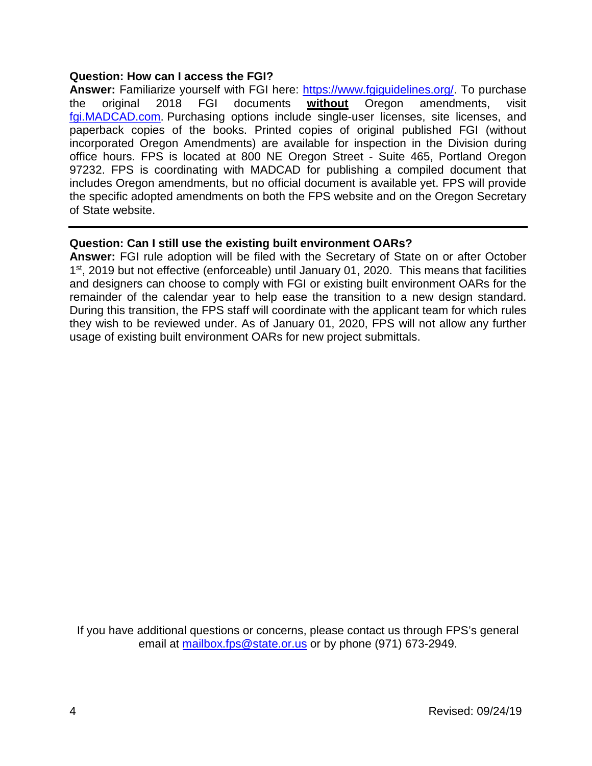**Question: How can I access the FGI?**

**Answer:** Familiarize yourself with FGI here: [https://www.fgiguidelines.org/](https://www.fgiguidelines.org/). To purchase the original 2018 FGI documents **without** Oregon amendments, visit [fgi.MADCAD.com](fgi.MADCAD.com). Purchasing options include single-user licenses, site licenses, and paperback copies of the books. Printed copies of original published FGI (without incorporated Oregon Amendments) are available for inspection in the Division during office hours. FPS is located at 800 NE Oregon Street - Suite 465, Portland Oregon 97232. FPS is coordinating with MADCAD for publishing a compiled document that includes Oregon amendments, but no official document is available yet. FPS will provide the specific adopted amendments on both the FPS website and on the Oregon Secretary of State website.

---

**Question: Can I still use the existing built environment OARs?**

**Answer:** FGI rule adoption will be filed with the Secretary of State on or after October 1st, 2019 but not effective (enforceable) until January 01, 2020. This means that facilities and designers can choose to comply with FGI or existing built environment OARs for the remainder of the calendar year to help ease the transition to a new design standard. During this transition, the FPS staff will coordinate with the applicant team for which rules they wish to be reviewed under. As of January 01, 2020, FPS will not allow any further usage of existing built environment OARs for new project submittals.

If you have additional questions or concerns, please contact us through FPS's general email at [mailbox.fps@state.or.us](mailto:mailbox.fps@state.or.us) or by phone (971) 673-2949.

Revised: 09/24/19